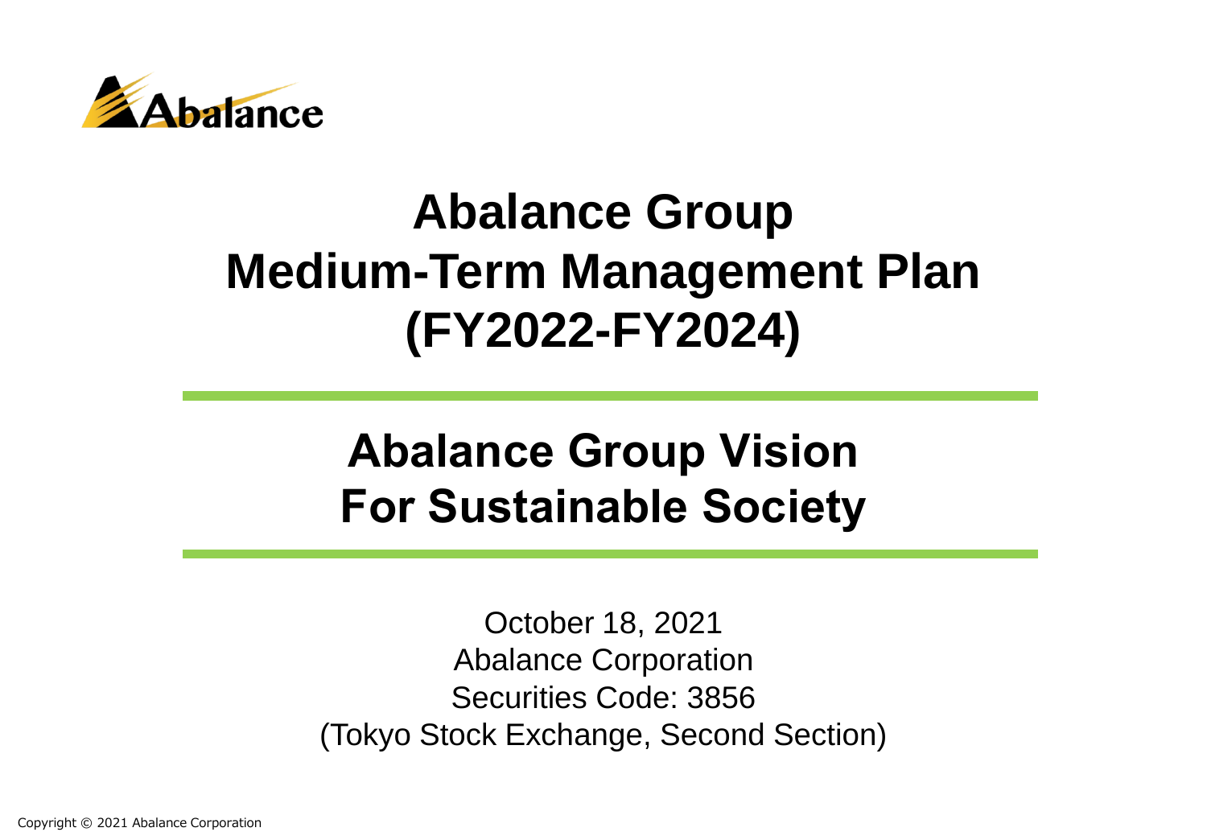Abalance

# Abalance Group Medium-Term Management Plan (FY2022-FY2024)

## Abalance Group Vision For Sustainable Society

October 18, 2021
Abalance Corporation
Securities Code: 3856
(Tokyo Stock Exchange, Second Section)

Copyright © 2021 Abalance Corporation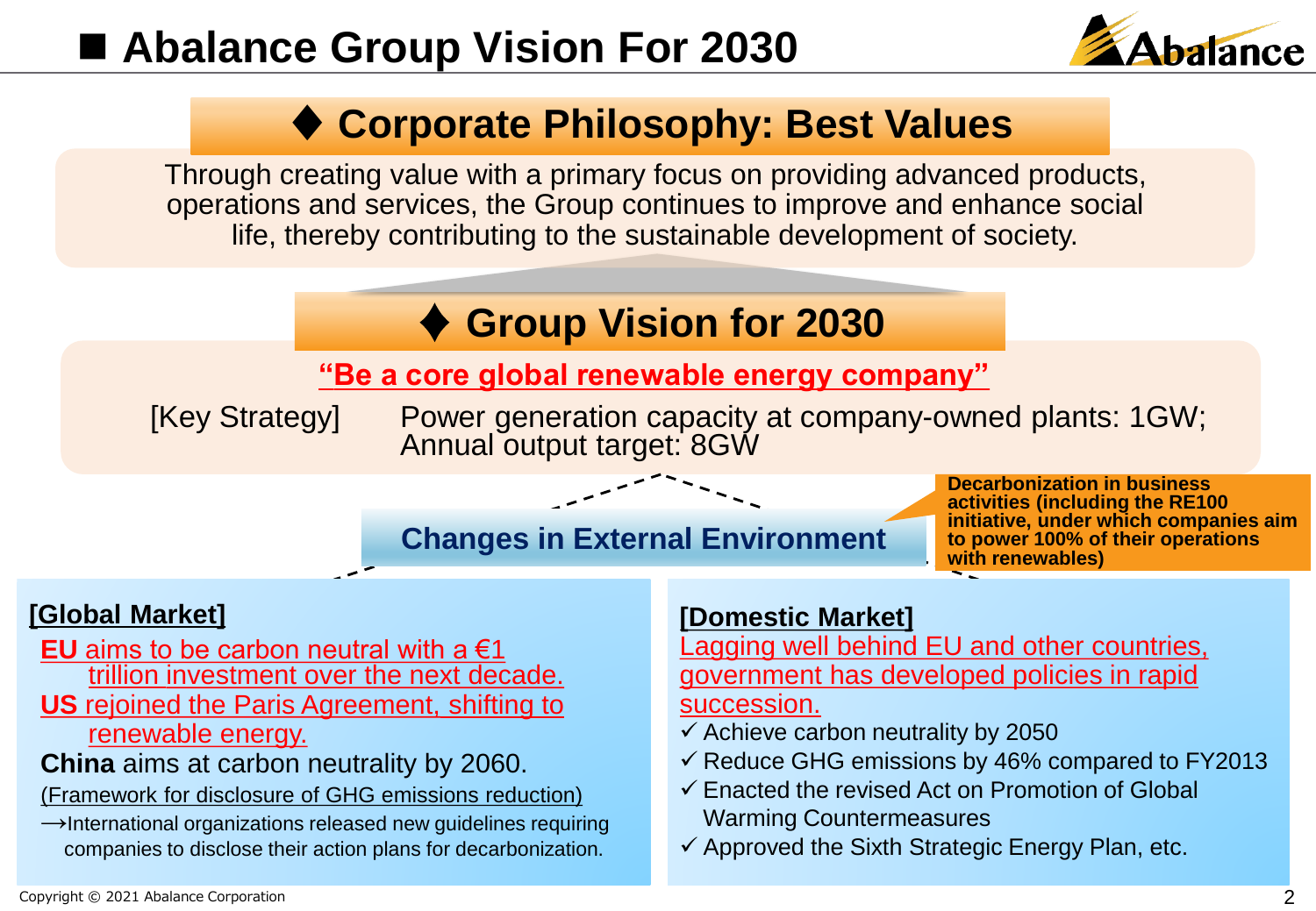# ■ Abalance Group Vision For 2030

## ♦ Corporate Philosophy: Best Values

Through creating value with a primary focus on providing advanced products, operations and services, the Group continues to improve and enhance social life, thereby contributing to the sustainable development of society.

## ♦ Group Vision for 2030

**"Be a core global renewable energy company"**

[Key Strategy] Power generation capacity at company-owned plants: 1GW; Annual output target: 8GW

### Changes in External Environment

**Decarbonization in business activities (including the RE100 initiative, under which companies aim to power 100% of their operations with renewables)**

**[Global Market]**

**EU** aims to be carbon neutral with a €1 trillion investment over the next decade.

**US** rejoined the Paris Agreement, shifting to renewable energy.

**China** aims at carbon neutrality by 2060.

(Framework for disclosure of GHG emissions reduction)

→International organizations released new guidelines requiring companies to disclose their action plans for decarbonization.

**[Domestic Market]**

Lagging well behind EU and other countries, government has developed policies in rapid succession.

- ✓ Achieve carbon neutrality by 2050
- ✓ Reduce GHG emissions by 46% compared to FY2013
- ✓ Enacted the revised Act on Promotion of Global Warming Countermeasures
- ✓ Approved the Sixth Strategic Energy Plan, etc.

Copyright © 2021 Abalance Corporation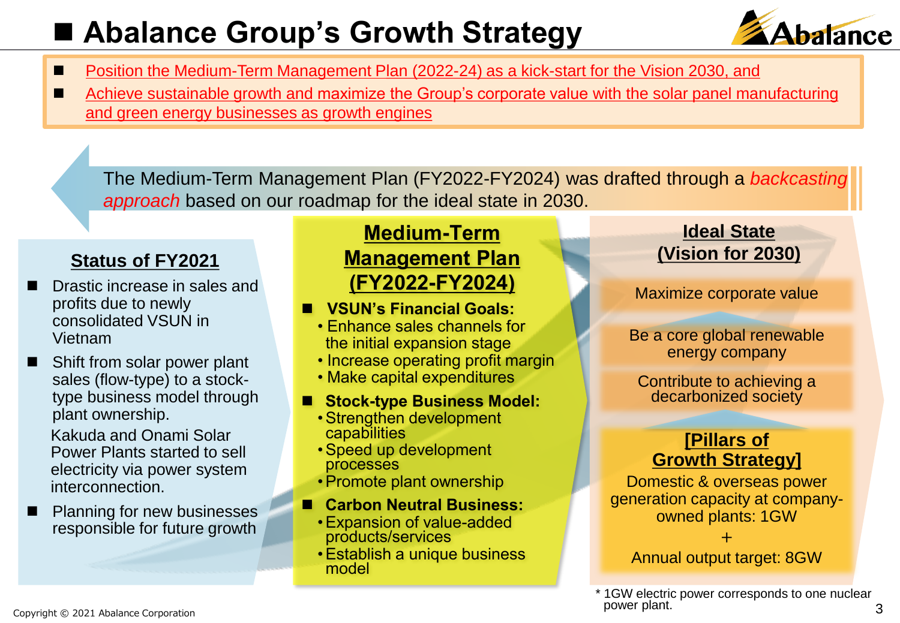# Abalance Group's Growth Strategy

- Position the Medium-Term Management Plan (2022-24) as a kick-start for the Vision 2030, and
- Achieve sustainable growth and maximize the Group's corporate value with the solar panel manufacturing and green energy businesses as growth engines

The Medium-Term Management Plan (FY2022-FY2024) was drafted through a *backcasting approach* based on our roadmap for the ideal state in 2030.

## Status of FY2021

- Drastic increase in sales and profits due to newly consolidated VSUN in Vietnam
- Shift from solar power plant sales (flow-type) to a stock-type business model through plant ownership.
  Kakuda and Onami Solar Power Plants started to sell electricity via power system interconnection.
- Planning for new businesses responsible for future growth

## Medium-Term Management Plan (FY2022-FY2024)

- **VSUN's Financial Goals:**
  - Enhance sales channels for the initial expansion stage
  - Increase operating profit margin
  - Make capital expenditures
- **Stock-type Business Model:**
  - Strengthen development capabilities
  - Speed up development processes
  - Promote plant ownership
- **Carbon Neutral Business:**
  - Expansion of value-added products/services
  - Establish a unique business model

## Ideal State (Vision for 2030)

Maximize corporate value

Be a core global renewable energy company

Contribute to achieving a decarbonized society

**[Pillars of Growth Strategy]**

Domestic & overseas power generation capacity at company-owned plants: 1GW

+

Annual output target: 8GW

\* 1GW electric power corresponds to one nuclear power plant.

Copyright © 2021 Abalance Corporation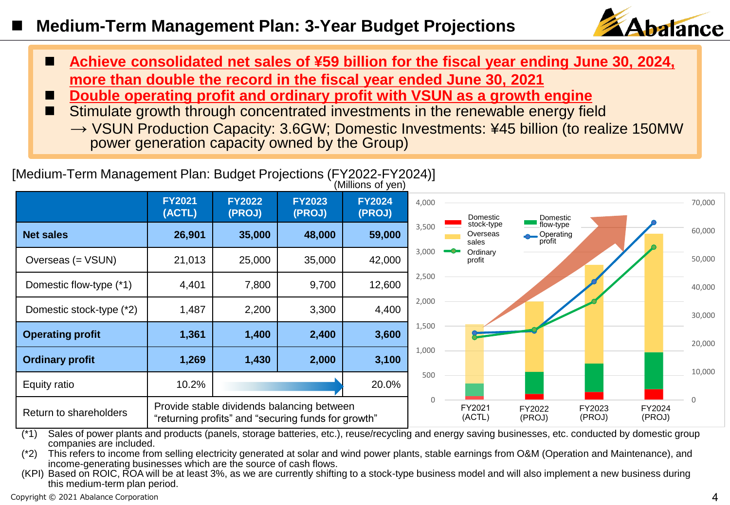# Medium-Term Management Plan: 3-Year Budget Projections

- **Achieve consolidated net sales of ¥59 billion for the fiscal year ending June 30, 2024, more than double the record in the fiscal year ended June 30, 2021**
- **Double operating profit and ordinary profit with VSUN as a growth engine**
- Stimulate growth through concentrated investments in the renewable energy field
  → VSUN Production Capacity: 3.6GW; Domestic Investments: ¥45 billion (to realize 150MW power generation capacity owned by the Group)

[Medium-Term Management Plan: Budget Projections (FY2022-FY2024)]

(Millions of yen)

| | FY2021 (ACTL) | FY2022 (PROJ) | FY2023 (PROJ) | FY2024 (PROJ) |
|---|---|---|---|---|
| **Net sales** | **26,901** | **35,000** | **48,000** | **59,000** |
| Overseas (= VSUN) | 21,013 | 25,000 | 35,000 | 42,000 |
| Domestic flow-type (*1) | 4,401 | 7,800 | 9,700 | 12,600 |
| Domestic stock-type (*2) | 1,487 | 2,200 | 3,300 | 4,400 |
| **Operating profit** | **1,361** | **1,400** | **2,400** | **3,600** |
| **Ordinary profit** | **1,269** | **1,430** | **2,000** | **3,100** |
| Equity ratio | 10.2% | → | | 20.0% |
| Return to shareholders | Provide stable dividends balancing between "returning profits" and "securing funds for growth" | | | |

(*1) Sales of power plants and products (panels, storage batteries, etc.), reuse/recycling and energy saving businesses, etc. conducted by domestic group companies are included.

(*2) This refers to income from selling electricity generated at solar and wind power plants, stable earnings from O&M (Operation and Maintenance), and income-generating businesses which are the source of cash flows.

(KPI) Based on ROIC, ROA will be at least 3%, as we are currently shifting to a stock-type business model and will also implement a new business during this medium-term plan period.

Copyright © 2021 Abalance Corporation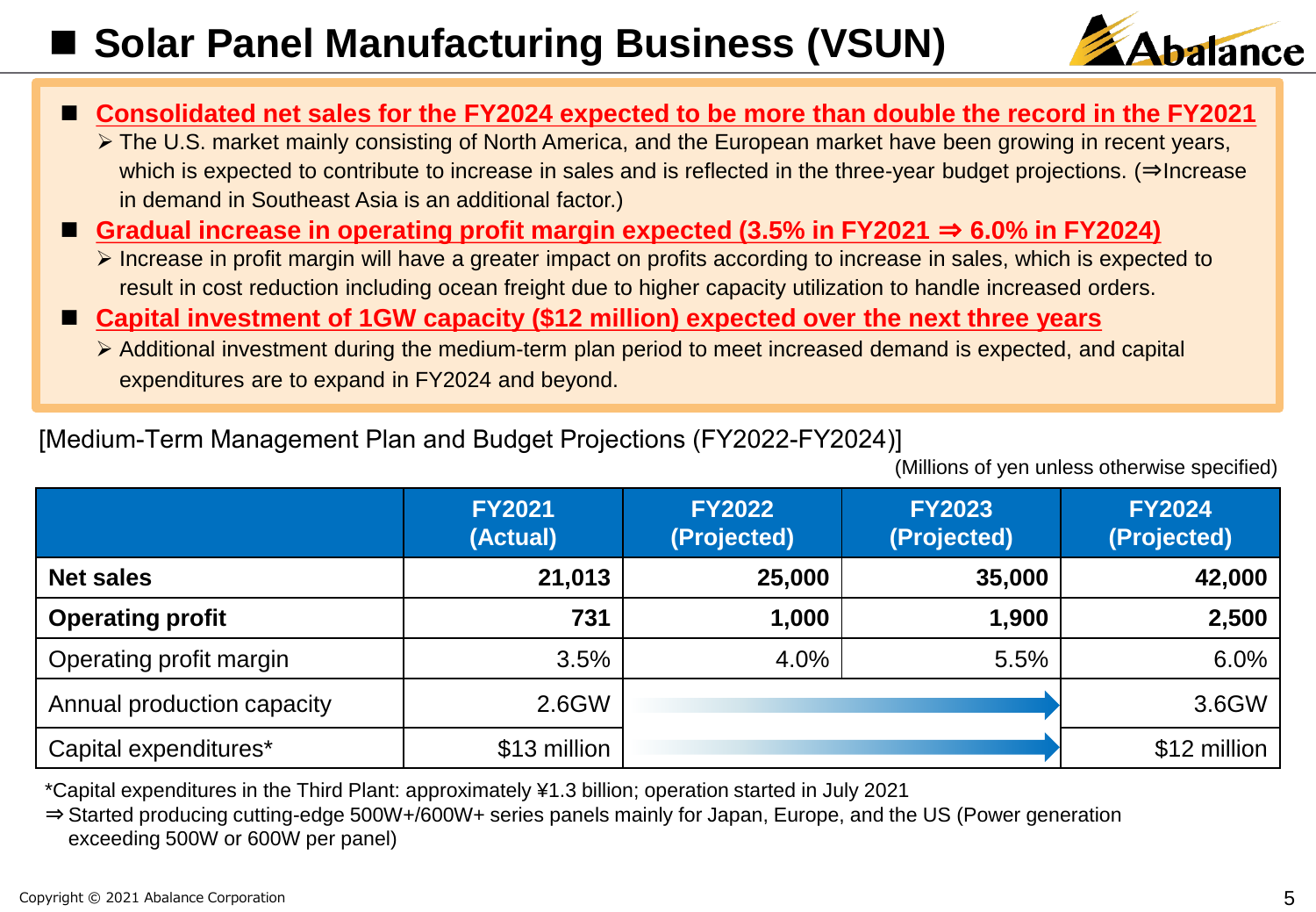# ■ Solar Panel Manufacturing Business (VSUN)

- **Consolidated net sales for the FY2024 expected to be more than double the record in the FY2021**
  - The U.S. market mainly consisting of North America, and the European market have been growing in recent years, which is expected to contribute to increase in sales and is reflected in the three-year budget projections. (⇒Increase in demand in Southeast Asia is an additional factor.)
- **Gradual increase in operating profit margin expected (3.5% in FY2021 ⇒ 6.0% in FY2024)**
  - Increase in profit margin will have a greater impact on profits according to increase in sales, which is expected to result in cost reduction including ocean freight due to higher capacity utilization to handle increased orders.
- **Capital investment of 1GW capacity ($12 million) expected over the next three years**
  - Additional investment during the medium-term plan period to meet increased demand is expected, and capital expenditures are to expand in FY2024 and beyond.

[Medium-Term Management Plan and Budget Projections (FY2022-FY2024)]

(Millions of yen unless otherwise specified)

| | FY2021 (Actual) | FY2022 (Projected) | FY2023 (Projected) | FY2024 (Projected) |
|---|---|---|---|---|
| **Net sales** | **21,013** | **25,000** | **35,000** | **42,000** |
| **Operating profit** | **731** | **1,000** | **1,900** | **2,500** |
| Operating profit margin | 3.5% | 4.0% | 5.5% | 6.0% |
| Annual production capacity | 2.6GW | → | → | 3.6GW |
| Capital expenditures* | $13 million | → | → | $12 million |

*Capital expenditures in the Third Plant: approximately ¥1.3 billion; operation started in July 2021
⇒ Started producing cutting-edge 500W+/600W+ series panels mainly for Japan, Europe, and the US (Power generation exceeding 500W or 600W per panel)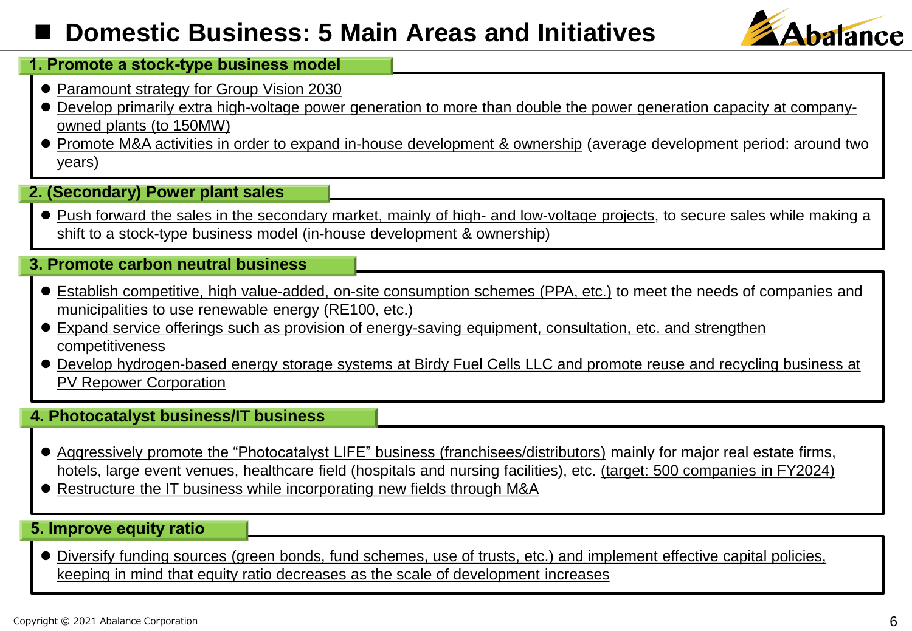# Domestic Business: 5 Main Areas and Initiatives

## 1. Promote a stock-type business model

- Paramount strategy for Group Vision 2030
- Develop primarily extra high-voltage power generation to more than double the power generation capacity at company-owned plants (to 150MW)
- Promote M&A activities in order to expand in-house development & ownership (average development period: around two years)

## 2. (Secondary) Power plant sales

- Push forward the sales in the secondary market, mainly of high- and low-voltage projects, to secure sales while making a shift to a stock-type business model (in-house development & ownership)

## 3. Promote carbon neutral business

- Establish competitive, high value-added, on-site consumption schemes (PPA, etc.) to meet the needs of companies and municipalities to use renewable energy (RE100, etc.)
- Expand service offerings such as provision of energy-saving equipment, consultation, etc. and strengthen competitiveness
- Develop hydrogen-based energy storage systems at Birdy Fuel Cells LLC and promote reuse and recycling business at PV Repower Corporation

## 4. Photocatalyst business/IT business

- Aggressively promote the “Photocatalyst LIFE” business (franchisees/distributors) mainly for major real estate firms, hotels, large event venues, healthcare field (hospitals and nursing facilities), etc. (target: 500 companies in FY2024)
- Restructure the IT business while incorporating new fields through M&A

## 5. Improve equity ratio

- Diversify funding sources (green bonds, fund schemes, use of trusts, etc.) and implement effective capital policies, keeping in mind that equity ratio decreases as the scale of development increases

Copyright © 2021 Abalance Corporation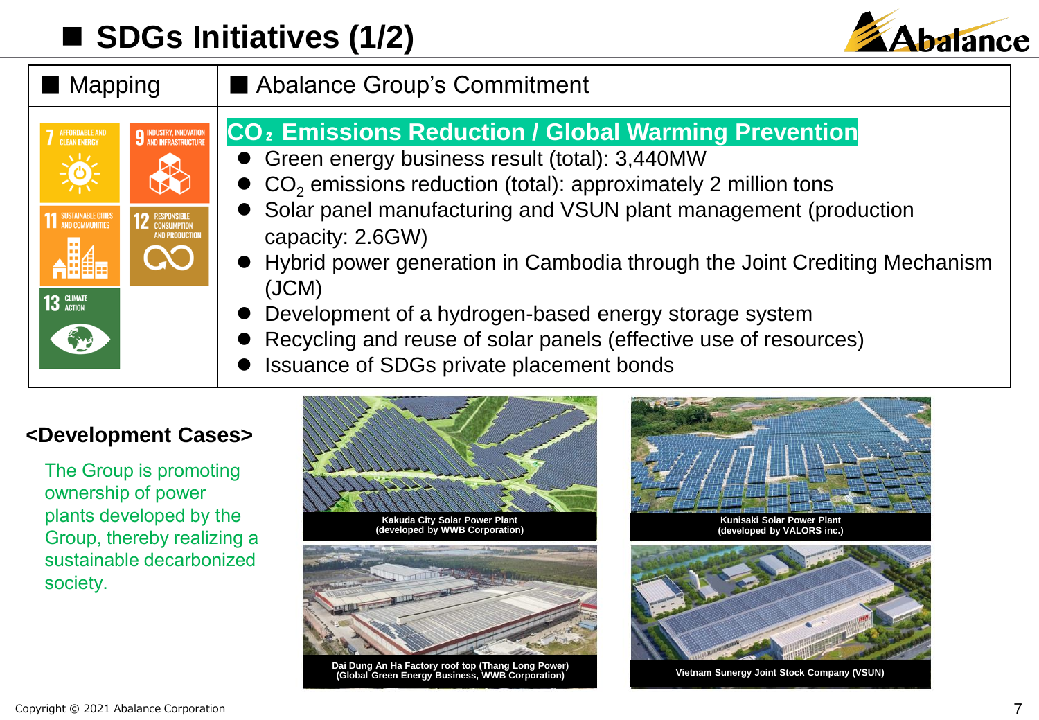# SDGs Initiatives (1/2)

| Mapping | Abalance Group's Commitment |
| --- | --- |
| 7 AFFORDABLE AND CLEAN ENERGY; 9 INDUSTRY, INNOVATION AND INFRASTRUCTURE; 11 SUSTAINABLE CITIES AND COMMUNITIES; 12 RESPONSIBLE CONSUMPTION AND PRODUCTION; 13 CLIMATE ACTION | **$CO_2$ Emissions Reduction / Global Warming Prevention** |

## $CO_2$ Emissions Reduction / Global Warming Prevention

- Green energy business result (total): 3,440MW
- $CO_2$ emissions reduction (total): approximately 2 million tons
- Solar panel manufacturing and VSUN plant management (production capacity: 2.6GW)
- Hybrid power generation in Cambodia through the Joint Crediting Mechanism (JCM)
- Development of a hydrogen-based energy storage system
- Recycling and reuse of solar panels (effective use of resources)
- Issuance of SDGs private placement bonds

**<Development Cases>**

The Group is promoting ownership of power plants developed by the Group, thereby realizing a sustainable decarbonized society.

Kakuda City Solar Power Plant
(developed by WWB Corporation)

Kunisaki Solar Power Plant
(developed by VALORS inc.)

Dai Dung An Ha Factory roof top (Thang Long Power)
(Global Green Energy Business, WWB Corporation)

Vietnam Sunergy Joint Stock Company (VSUN)

Copyright © 2021 Abalance Corporation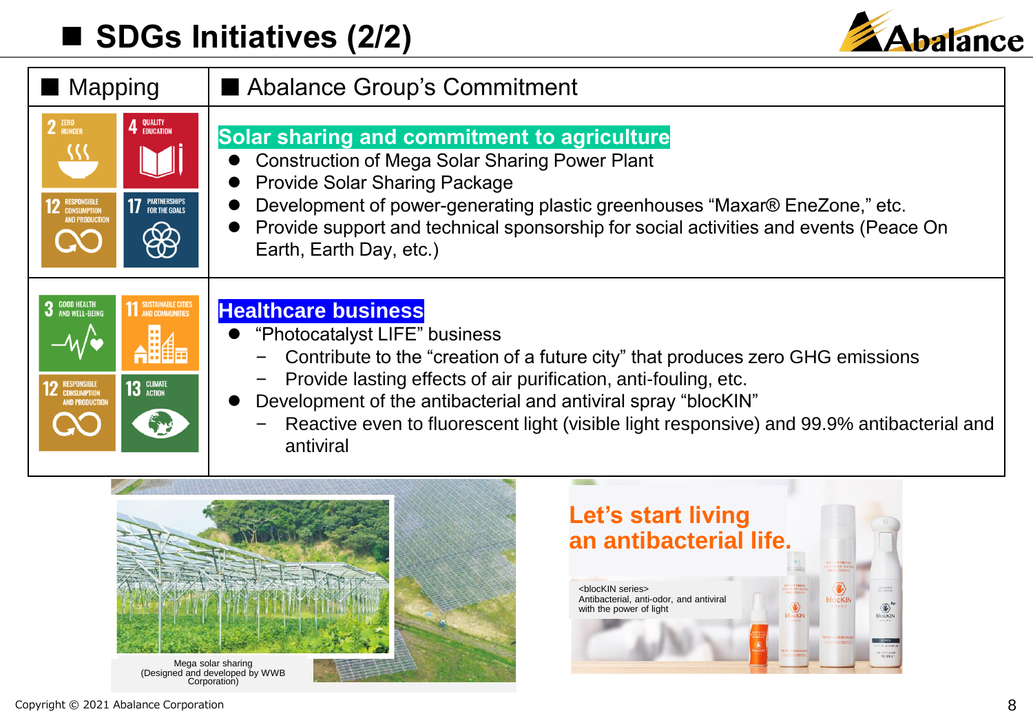# ■ SDGs Initiatives (2/2)

| ■ Mapping | ■ Abalance Group's Commitment |
| --- | --- |
| 2 ZERO HUNGER; 4 QUALITY EDUCATION; 12 RESPONSIBLE CONSUMPTION AND PRODUCTION; 17 PARTNERSHIPS FOR THE GOALS | **Solar sharing and commitment to agriculture**<br>● Construction of Mega Solar Sharing Power Plant<br>● Provide Solar Sharing Package<br>● Development of power-generating plastic greenhouses "Maxar® EneZone," etc.<br>● Provide support and technical sponsorship for social activities and events (Peace On Earth, Earth Day, etc.) |
| 3 GOOD HEALTH AND WELL-BEING; 11 SUSTAINABLE CITIES AND COMMUNITIES; 12 RESPONSIBLE CONSUMPTION AND PRODUCTION; 13 CLIMATE ACTION | **Healthcare business**<br>● "Photocatalyst LIFE" business<br>− Contribute to the "creation of a future city" that produces zero GHG emissions<br>− Provide lasting effects of air purification, anti-fouling, etc.<br>● Development of the antibacterial and antiviral spray "blocKIN"<br>− Reactive even to fluorescent light (visible light responsive) and 99.9% antibacterial and antiviral |

Mega solar sharing
(Designed and developed by WWB Corporation)

**Let's start living an antibacterial life.**

<blocKIN series>
Antibacterial, anti-odor, and antiviral with the power of light

Copyright © 2021 Abalance Corporation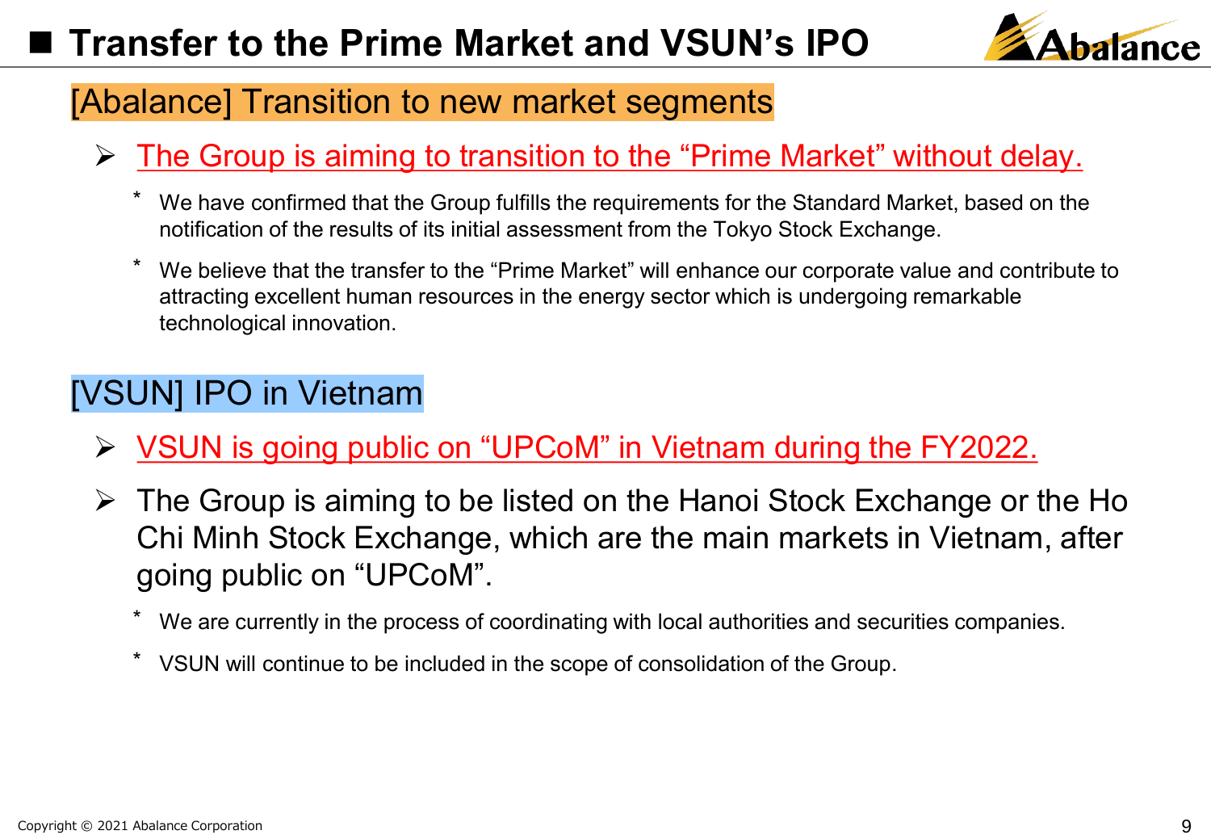# Transfer to the Prime Market and VSUN's IPO

## [Abalance] Transition to new market segments

- The Group is aiming to transition to the "Prime Market" without delay.
  - \* We have confirmed that the Group fulfills the requirements for the Standard Market, based on the notification of the results of its initial assessment from the Tokyo Stock Exchange.
  - \* We believe that the transfer to the "Prime Market" will enhance our corporate value and contribute to attracting excellent human resources in the energy sector which is undergoing remarkable technological innovation.

## [VSUN] IPO in Vietnam

- VSUN is going public on "UPCoM" in Vietnam during the FY2022.
- The Group is aiming to be listed on the Hanoi Stock Exchange or the Ho Chi Minh Stock Exchange, which are the main markets in Vietnam, after going public on "UPCoM".
  - \* We are currently in the process of coordinating with local authorities and securities companies.
  - \* VSUN will continue to be included in the scope of consolidation of the Group.

Copyright © 2021 Abalance Corporation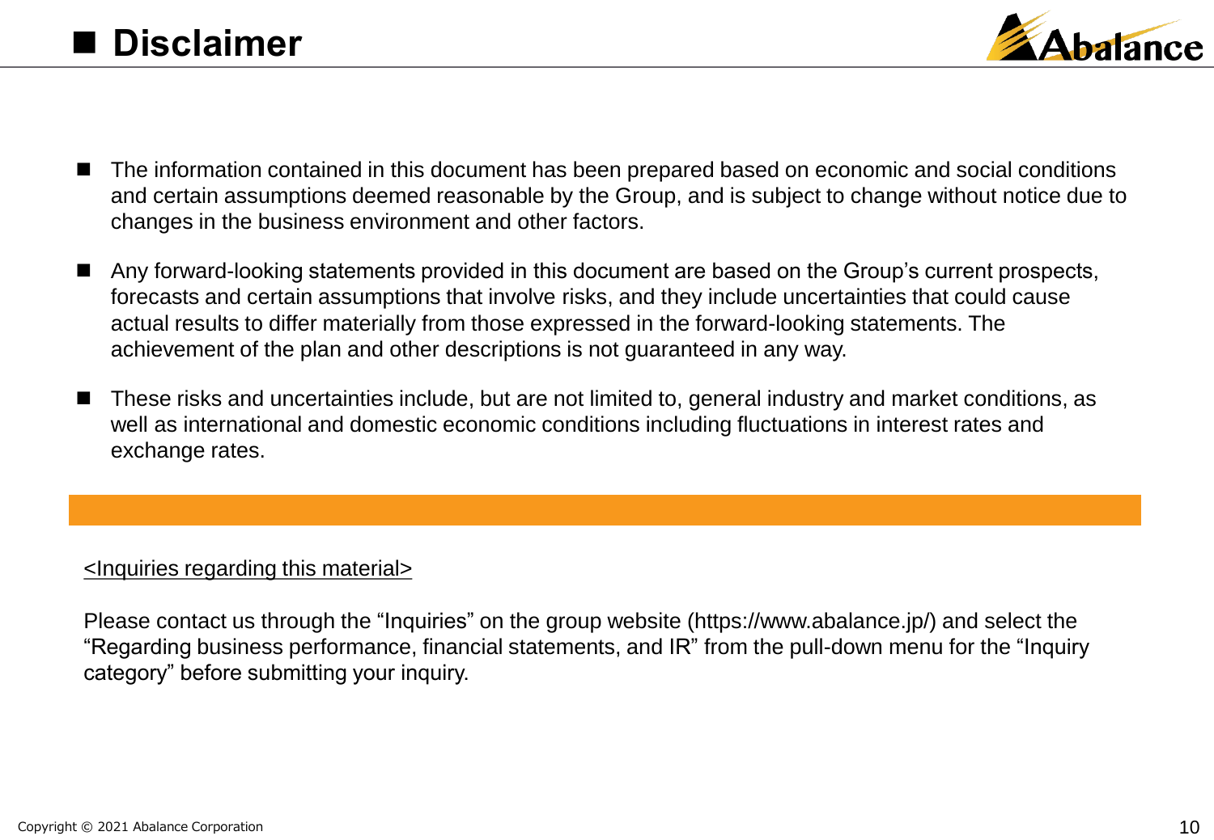# ■ Disclaimer

- The information contained in this document has been prepared based on economic and social conditions and certain assumptions deemed reasonable by the Group, and is subject to change without notice due to changes in the business environment and other factors.

- Any forward-looking statements provided in this document are based on the Group's current prospects, forecasts and certain assumptions that involve risks, and they include uncertainties that could cause actual results to differ materially from those expressed in the forward-looking statements. The achievement of the plan and other descriptions is not guaranteed in any way.

- These risks and uncertainties include, but are not limited to, general industry and market conditions, as well as international and domestic economic conditions including fluctuations in interest rates and exchange rates.

<Inquiries regarding this material>

Please contact us through the "Inquiries" on the group website (https://www.abalance.jp/) and select the "Regarding business performance, financial statements, and IR" from the pull-down menu for the "Inquiry category" before submitting your inquiry.

Copyright © 2021 Abalance Corporation